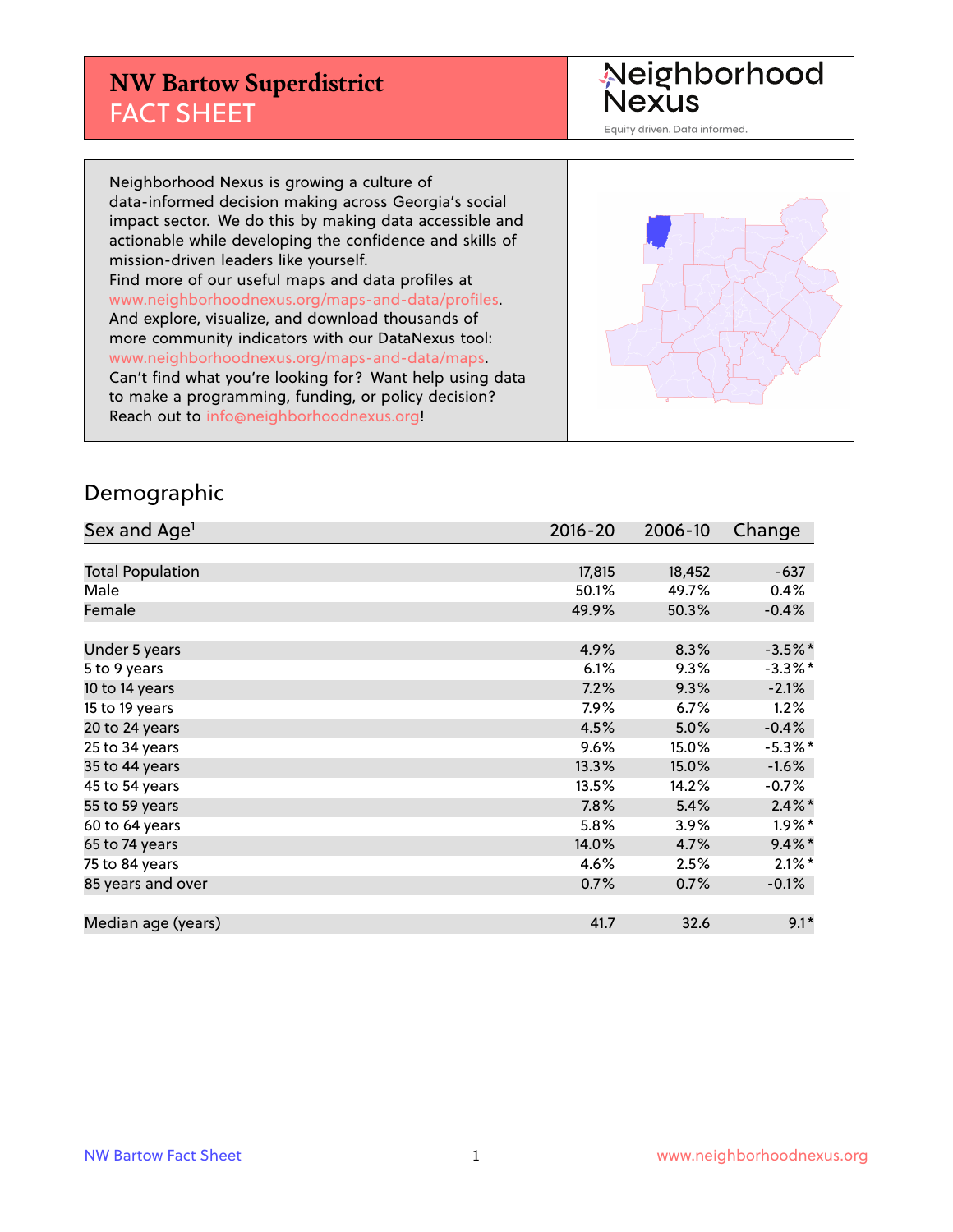# NW Bartow Superdistrict
## FACT SHEET

Neighborhood Nexus
Equity driven. Data informed.

Neighborhood Nexus is growing a culture of data-informed decision making across Georgia's social impact sector. We do this by making data accessible and actionable while developing the confidence and skills of mission-driven leaders like yourself.
Find more of our useful maps and data profiles at www.neighborhoodnexus.org/maps-and-data/profiles.
And explore, visualize, and download thousands of more community indicators with our DataNexus tool: www.neighborhoodnexus.org/maps-and-data/maps.
Can't find what you're looking for? Want help using data to make a programming, funding, or policy decision? Reach out to info@neighborhoodnexus.org!

## Demographic

| Sex and Age[1] | 2016-20 | 2006-10 | Change |
|---|---|---|---|
| Total Population | 17,815 | 18,452 | -637 |
| Male | 50.1% | 49.7% | 0.4% |
| Female | 49.9% | 50.3% | -0.4% |
| Under 5 years | 4.9% | 8.3% | -3.5%* |
| 5 to 9 years | 6.1% | 9.3% | -3.3%* |
| 10 to 14 years | 7.2% | 9.3% | -2.1% |
| 15 to 19 years | 7.9% | 6.7% | 1.2% |
| 20 to 24 years | 4.5% | 5.0% | -0.4% |
| 25 to 34 years | 9.6% | 15.0% | -5.3%* |
| 35 to 44 years | 13.3% | 15.0% | -1.6% |
| 45 to 54 years | 13.5% | 14.2% | -0.7% |
| 55 to 59 years | 7.8% | 5.4% | 2.4%* |
| 60 to 64 years | 5.8% | 3.9% | 1.9%* |
| 65 to 74 years | 14.0% | 4.7% | 9.4%* |
| 75 to 84 years | 4.6% | 2.5% | 2.1%* |
| 85 years and over | 0.7% | 0.7% | -0.1% |
| Median age (years) | 41.7 | 32.6 | 9.1* |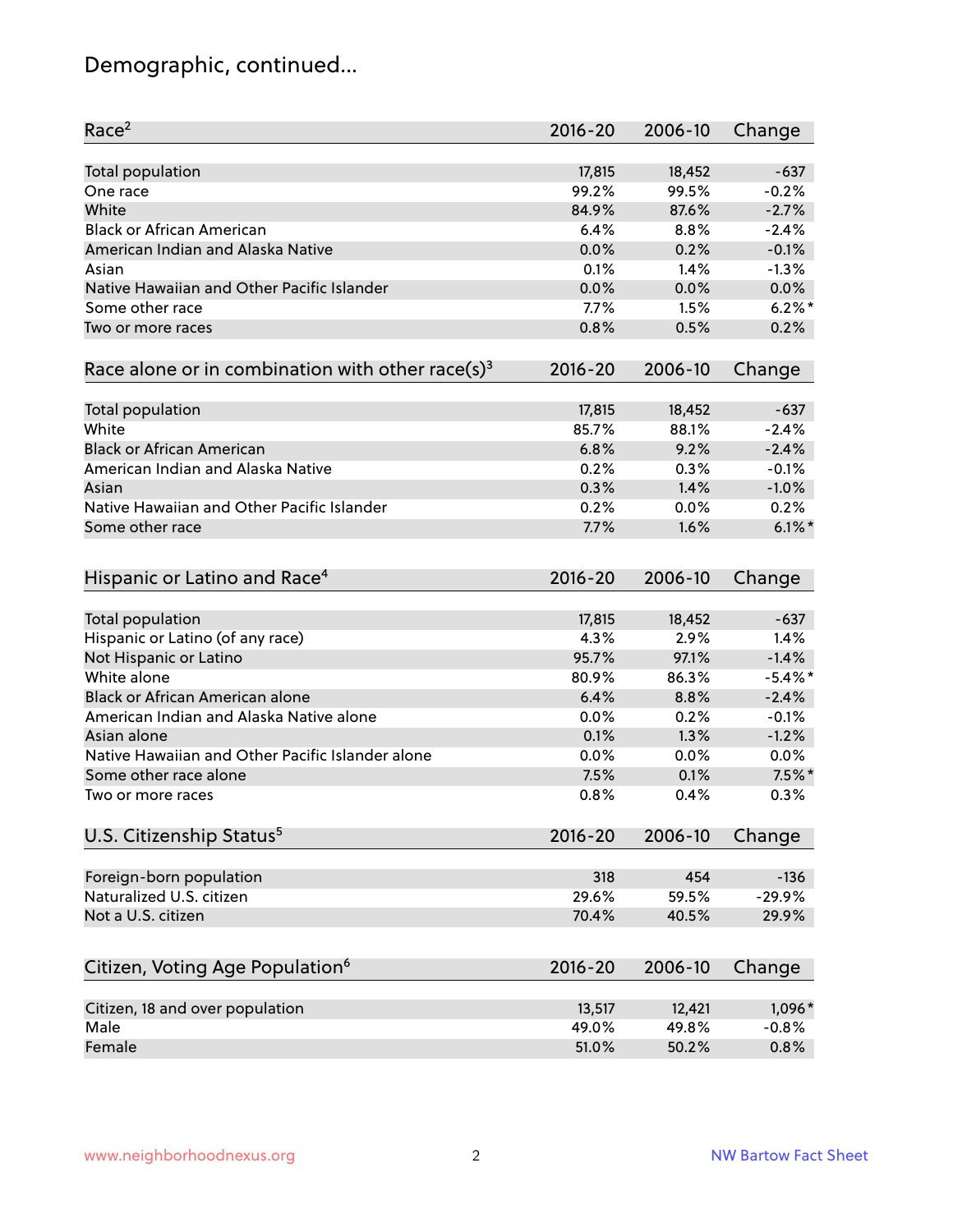# Demographic, continued...

| Race[2] | 2016-20 | 2006-10 | Change |
|---|---|---|---|
| Total population | 17,815 | 18,452 | -637 |
| One race | 99.2% | 99.5% | -0.2% |
| White | 84.9% | 87.6% | -2.7% |
| Black or African American | 6.4% | 8.8% | -2.4% |
| American Indian and Alaska Native | 0.0% | 0.2% | -0.1% |
| Asian | 0.1% | 1.4% | -1.3% |
| Native Hawaiian and Other Pacific Islander | 0.0% | 0.0% | 0.0% |
| Some other race | 7.7% | 1.5% | 6.2%* |
| Two or more races | 0.8% | 0.5% | 0.2% |

| Race alone or in combination with other race(s)[3] | 2016-20 | 2006-10 | Change |
|---|---|---|---|
| Total population | 17,815 | 18,452 | -637 |
| White | 85.7% | 88.1% | -2.4% |
| Black or African American | 6.8% | 9.2% | -2.4% |
| American Indian and Alaska Native | 0.2% | 0.3% | -0.1% |
| Asian | 0.3% | 1.4% | -1.0% |
| Native Hawaiian and Other Pacific Islander | 0.2% | 0.0% | 0.2% |
| Some other race | 7.7% | 1.6% | 6.1%* |

| Hispanic or Latino and Race[4] | 2016-20 | 2006-10 | Change |
|---|---|---|---|
| Total population | 17,815 | 18,452 | -637 |
| Hispanic or Latino (of any race) | 4.3% | 2.9% | 1.4% |
| Not Hispanic or Latino | 95.7% | 97.1% | -1.4% |
| White alone | 80.9% | 86.3% | -5.4%* |
| Black or African American alone | 6.4% | 8.8% | -2.4% |
| American Indian and Alaska Native alone | 0.0% | 0.2% | -0.1% |
| Asian alone | 0.1% | 1.3% | -1.2% |
| Native Hawaiian and Other Pacific Islander alone | 0.0% | 0.0% | 0.0% |
| Some other race alone | 7.5% | 0.1% | 7.5%* |
| Two or more races | 0.8% | 0.4% | 0.3% |

| U.S. Citizenship Status[5] | 2016-20 | 2006-10 | Change |
|---|---|---|---|
| Foreign-born population | 318 | 454 | -136 |
| Naturalized U.S. citizen | 29.6% | 59.5% | -29.9% |
| Not a U.S. citizen | 70.4% | 40.5% | 29.9% |

| Citizen, Voting Age Population[6] | 2016-20 | 2006-10 | Change |
|---|---|---|---|
| Citizen, 18 and over population | 13,517 | 12,421 | 1,096* |
| Male | 49.0% | 49.8% | -0.8% |
| Female | 51.0% | 50.2% | 0.8% |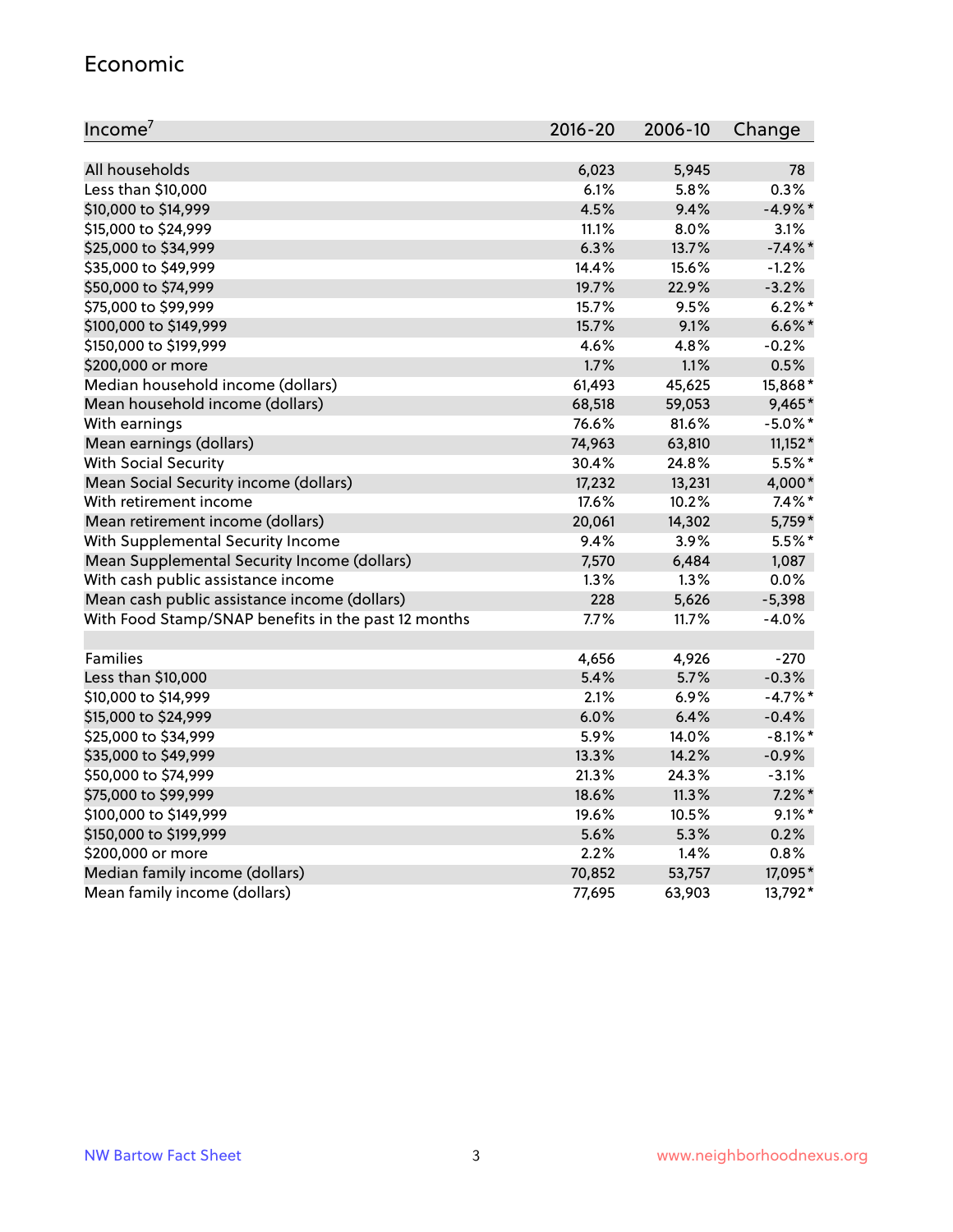## Economic

| Income[7] | 2016-20 | 2006-10 | Change |
|---|---|---|---|
| All households | 6,023 | 5,945 | 78 |
| Less than $10,000 | 6.1% | 5.8% | 0.3% |
| $10,000 to $14,999 | 4.5% | 9.4% | -4.9%* |
| $15,000 to $24,999 | 11.1% | 8.0% | 3.1% |
| $25,000 to $34,999 | 6.3% | 13.7% | -7.4%* |
| $35,000 to $49,999 | 14.4% | 15.6% | -1.2% |
| $50,000 to $74,999 | 19.7% | 22.9% | -3.2% |
| $75,000 to $99,999 | 15.7% | 9.5% | 6.2%* |
| $100,000 to $149,999 | 15.7% | 9.1% | 6.6%* |
| $150,000 to $199,999 | 4.6% | 4.8% | -0.2% |
| $200,000 or more | 1.7% | 1.1% | 0.5% |
| Median household income (dollars) | 61,493 | 45,625 | 15,868* |
| Mean household income (dollars) | 68,518 | 59,053 | 9,465* |
| With earnings | 76.6% | 81.6% | -5.0%* |
| Mean earnings (dollars) | 74,963 | 63,810 | 11,152* |
| With Social Security | 30.4% | 24.8% | 5.5%* |
| Mean Social Security income (dollars) | 17,232 | 13,231 | 4,000* |
| With retirement income | 17.6% | 10.2% | 7.4%* |
| Mean retirement income (dollars) | 20,061 | 14,302 | 5,759* |
| With Supplemental Security Income | 9.4% | 3.9% | 5.5%* |
| Mean Supplemental Security Income (dollars) | 7,570 | 6,484 | 1,087 |
| With cash public assistance income | 1.3% | 1.3% | 0.0% |
| Mean cash public assistance income (dollars) | 228 | 5,626 | -5,398 |
| With Food Stamp/SNAP benefits in the past 12 months | 7.7% | 11.7% | -4.0% |
| | | | |
| Families | 4,656 | 4,926 | -270 |
| Less than $10,000 | 5.4% | 5.7% | -0.3% |
| $10,000 to $14,999 | 2.1% | 6.9% | -4.7%* |
| $15,000 to $24,999 | 6.0% | 6.4% | -0.4% |
| $25,000 to $34,999 | 5.9% | 14.0% | -8.1%* |
| $35,000 to $49,999 | 13.3% | 14.2% | -0.9% |
| $50,000 to $74,999 | 21.3% | 24.3% | -3.1% |
| $75,000 to $99,999 | 18.6% | 11.3% | 7.2%* |
| $100,000 to $149,999 | 19.6% | 10.5% | 9.1%* |
| $150,000 to $199,999 | 5.6% | 5.3% | 0.2% |
| $200,000 or more | 2.2% | 1.4% | 0.8% |
| Median family income (dollars) | 70,852 | 53,757 | 17,095* |
| Mean family income (dollars) | 77,695 | 63,903 | 13,792* |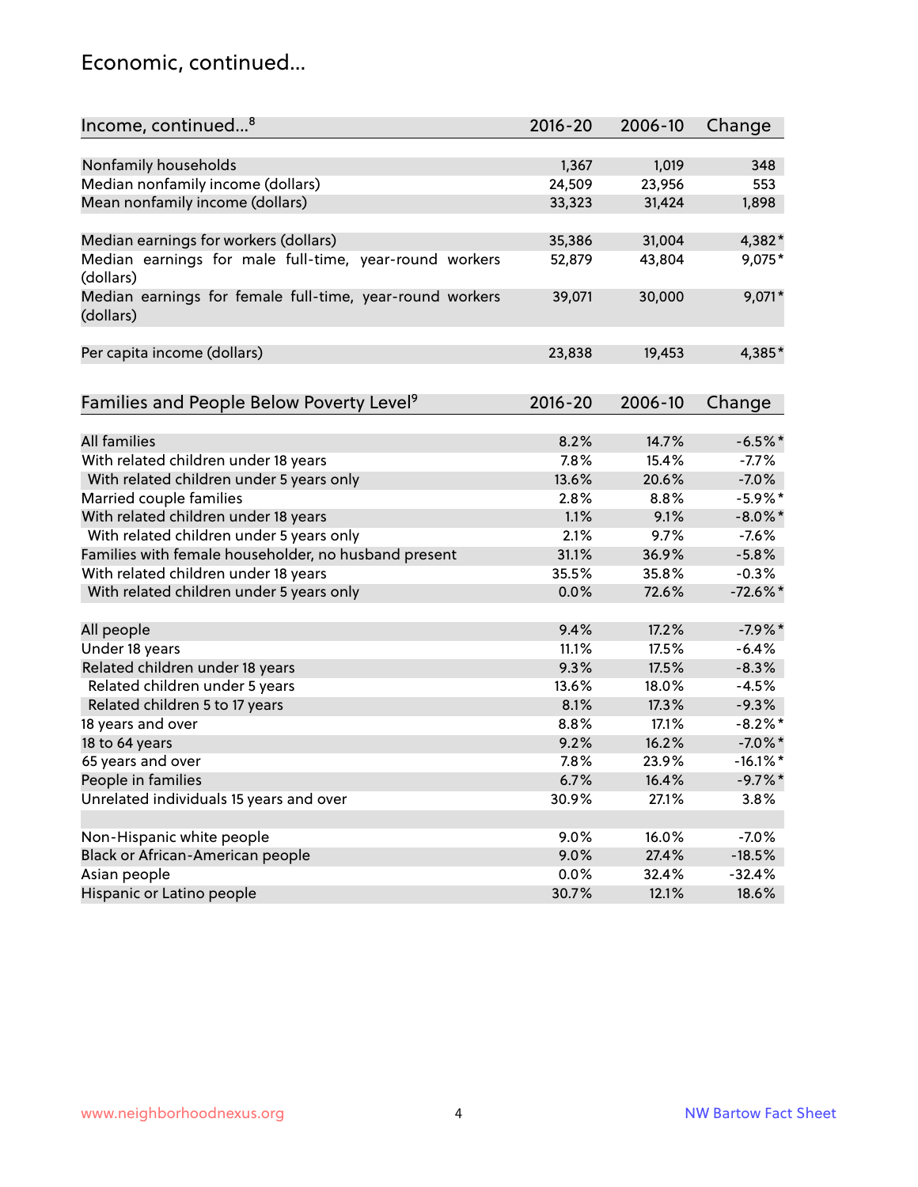## Economic, continued...

| Income, continued...[8] | 2016-20 | 2006-10 | Change |
|---|---|---|---|
| Nonfamily households | 1,367 | 1,019 | 348 |
| Median nonfamily income (dollars) | 24,509 | 23,956 | 553 |
| Mean nonfamily income (dollars) | 33,323 | 31,424 | 1,898 |
| Median earnings for workers (dollars) | 35,386 | 31,004 | 4,382* |
| Median earnings for male full-time, year-round workers (dollars) | 52,879 | 43,804 | 9,075* |
| Median earnings for female full-time, year-round workers (dollars) | 39,071 | 30,000 | 9,071* |
| Per capita income (dollars) | 23,838 | 19,453 | 4,385* |

| Families and People Below Poverty Level[9] | 2016-20 | 2006-10 | Change |
|---|---|---|---|
| All families | 8.2% | 14.7% | -6.5%* |
| With related children under 18 years | 7.8% | 15.4% | -7.7% |
| With related children under 5 years only | 13.6% | 20.6% | -7.0% |
| Married couple families | 2.8% | 8.8% | -5.9%* |
| With related children under 18 years | 1.1% | 9.1% | -8.0%* |
| With related children under 5 years only | 2.1% | 9.7% | -7.6% |
| Families with female householder, no husband present | 31.1% | 36.9% | -5.8% |
| With related children under 18 years | 35.5% | 35.8% | -0.3% |
| With related children under 5 years only | 0.0% | 72.6% | -72.6%* |
| All people | 9.4% | 17.2% | -7.9%* |
| Under 18 years | 11.1% | 17.5% | -6.4% |
| Related children under 18 years | 9.3% | 17.5% | -8.3% |
| Related children under 5 years | 13.6% | 18.0% | -4.5% |
| Related children 5 to 17 years | 8.1% | 17.3% | -9.3% |
| 18 years and over | 8.8% | 17.1% | -8.2%* |
| 18 to 64 years | 9.2% | 16.2% | -7.0%* |
| 65 years and over | 7.8% | 23.9% | -16.1%* |
| People in families | 6.7% | 16.4% | -9.7%* |
| Unrelated individuals 15 years and over | 30.9% | 27.1% | 3.8% |
| Non-Hispanic white people | 9.0% | 16.0% | -7.0% |
| Black or African-American people | 9.0% | 27.4% | -18.5% |
| Asian people | 0.0% | 32.4% | -32.4% |
| Hispanic or Latino people | 30.7% | 12.1% | 18.6% |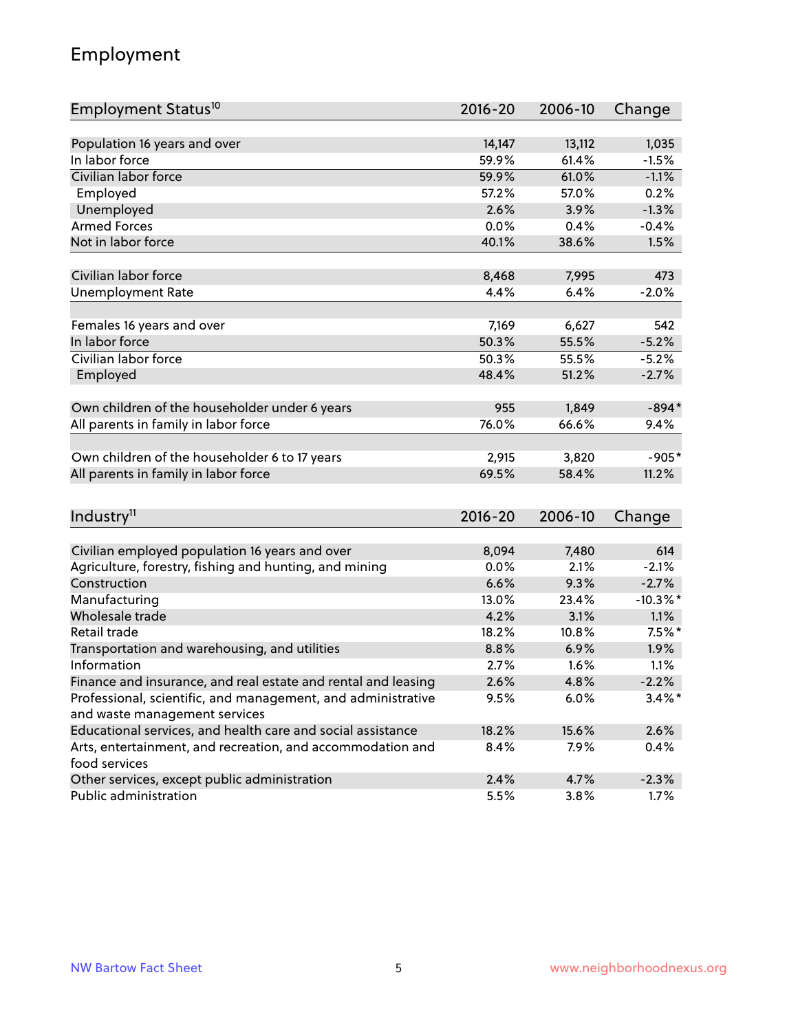## Employment

| Employment Status[10] | 2016-20 | 2006-10 | Change |
|---|---|---|---|
| Population 16 years and over | 14,147 | 13,112 | 1,035 |
| In labor force | 59.9% | 61.4% | -1.5% |
| Civilian labor force | 59.9% | 61.0% | -1.1% |
| Employed | 57.2% | 57.0% | 0.2% |
| Unemployed | 2.6% | 3.9% | -1.3% |
| Armed Forces | 0.0% | 0.4% | -0.4% |
| Not in labor force | 40.1% | 38.6% | 1.5% |
| | | | |
| Civilian labor force | 8,468 | 7,995 | 473 |
| Unemployment Rate | 4.4% | 6.4% | -2.0% |
| | | | |
| Females 16 years and over | 7,169 | 6,627 | 542 |
| In labor force | 50.3% | 55.5% | -5.2% |
| Civilian labor force | 50.3% | 55.5% | -5.2% |
| Employed | 48.4% | 51.2% | -2.7% |
| | | | |
| Own children of the householder under 6 years | 955 | 1,849 | -894* |
| All parents in family in labor force | 76.0% | 66.6% | 9.4% |
| | | | |
| Own children of the householder 6 to 17 years | 2,915 | 3,820 | -905* |
| All parents in family in labor force | 69.5% | 58.4% | 11.2% |

| Industry[11] | 2016-20 | 2006-10 | Change |
|---|---|---|---|
| Civilian employed population 16 years and over | 8,094 | 7,480 | 614 |
| Agriculture, forestry, fishing and hunting, and mining | 0.0% | 2.1% | -2.1% |
| Construction | 6.6% | 9.3% | -2.7% |
| Manufacturing | 13.0% | 23.4% | -10.3%* |
| Wholesale trade | 4.2% | 3.1% | 1.1% |
| Retail trade | 18.2% | 10.8% | 7.5%* |
| Transportation and warehousing, and utilities | 8.8% | 6.9% | 1.9% |
| Information | 2.7% | 1.6% | 1.1% |
| Finance and insurance, and real estate and rental and leasing | 2.6% | 4.8% | -2.2% |
| Professional, scientific, and management, and administrative and waste management services | 9.5% | 6.0% | 3.4%* |
| Educational services, and health care and social assistance | 18.2% | 15.6% | 2.6% |
| Arts, entertainment, and recreation, and accommodation and food services | 8.4% | 7.9% | 0.4% |
| Other services, except public administration | 2.4% | 4.7% | -2.3% |
| Public administration | 5.5% | 3.8% | 1.7% |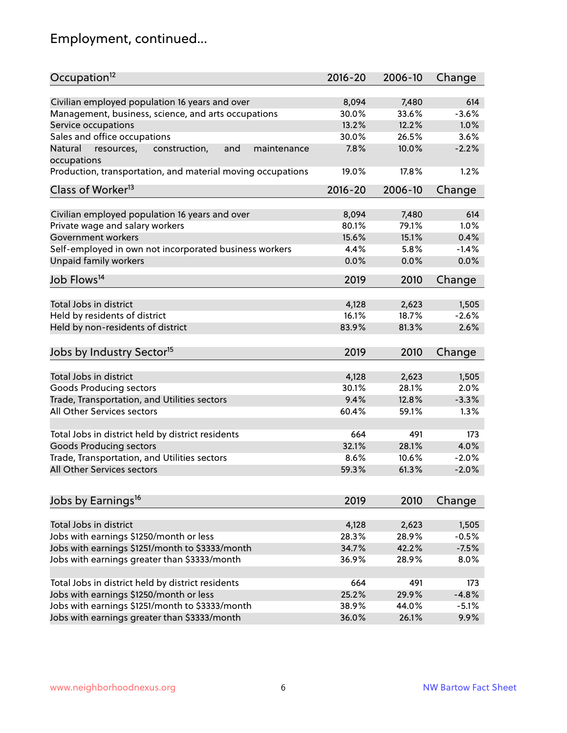# Employment, continued...

| Occupation[12] | 2016-20 | 2006-10 | Change |
|---|---|---|---|
| Civilian employed population 16 years and over | 8,094 | 7,480 | 614 |
| Management, business, science, and arts occupations | 30.0% | 33.6% | -3.6% |
| Service occupations | 13.2% | 12.2% | 1.0% |
| Sales and office occupations | 30.0% | 26.5% | 3.6% |
| Natural resources, construction, and maintenance occupations | 7.8% | 10.0% | -2.2% |
| Production, transportation, and material moving occupations | 19.0% | 17.8% | 1.2% |

| Class of Worker[13] | 2016-20 | 2006-10 | Change |
|---|---|---|---|
| Civilian employed population 16 years and over | 8,094 | 7,480 | 614 |
| Private wage and salary workers | 80.1% | 79.1% | 1.0% |
| Government workers | 15.6% | 15.1% | 0.4% |
| Self-employed in own not incorporated business workers | 4.4% | 5.8% | -1.4% |
| Unpaid family workers | 0.0% | 0.0% | 0.0% |

| Job Flows[14] | 2019 | 2010 | Change |
|---|---|---|---|
| Total Jobs in district | 4,128 | 2,623 | 1,505 |
| Held by residents of district | 16.1% | 18.7% | -2.6% |
| Held by non-residents of district | 83.9% | 81.3% | 2.6% |

| Jobs by Industry Sector[15] | 2019 | 2010 | Change |
|---|---|---|---|
| Total Jobs in district | 4,128 | 2,623 | 1,505 |
| Goods Producing sectors | 30.1% | 28.1% | 2.0% |
| Trade, Transportation, and Utilities sectors | 9.4% | 12.8% | -3.3% |
| All Other Services sectors | 60.4% | 59.1% | 1.3% |
| | | | |
| Total Jobs in district held by district residents | 664 | 491 | 173 |
| Goods Producing sectors | 32.1% | 28.1% | 4.0% |
| Trade, Transportation, and Utilities sectors | 8.6% | 10.6% | -2.0% |
| All Other Services sectors | 59.3% | 61.3% | -2.0% |

| Jobs by Earnings[16] | 2019 | 2010 | Change |
|---|---|---|---|
| Total Jobs in district | 4,128 | 2,623 | 1,505 |
| Jobs with earnings $1250/month or less | 28.3% | 28.9% | -0.5% |
| Jobs with earnings $1251/month to $3333/month | 34.7% | 42.2% | -7.5% |
| Jobs with earnings greater than $3333/month | 36.9% | 28.9% | 8.0% |
| | | | |
| Total Jobs in district held by district residents | 664 | 491 | 173 |
| Jobs with earnings $1250/month or less | 25.2% | 29.9% | -4.8% |
| Jobs with earnings $1251/month to $3333/month | 38.9% | 44.0% | -5.1% |
| Jobs with earnings greater than $3333/month | 36.0% | 26.1% | 9.9% |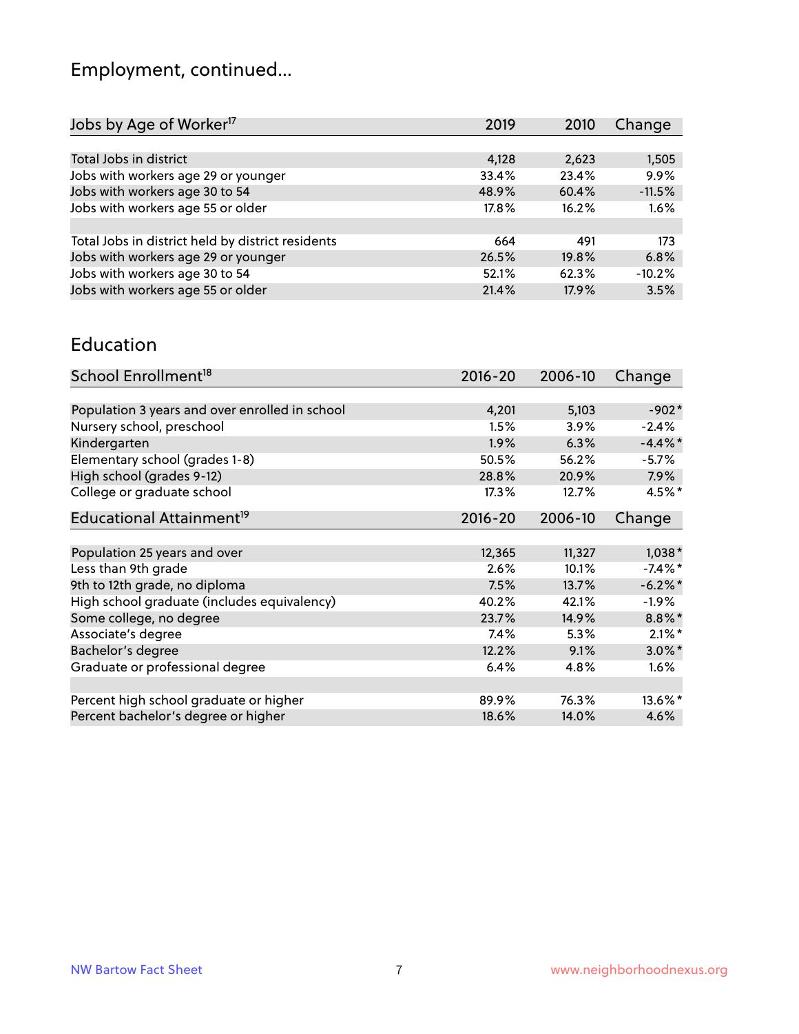# Employment, continued...

| Jobs by Age of Worker[17] | 2019 | 2010 | Change |
|---|---|---|---|
| Total Jobs in district | 4,128 | 2,623 | 1,505 |
| Jobs with workers age 29 or younger | 33.4% | 23.4% | 9.9% |
| Jobs with workers age 30 to 54 | 48.9% | 60.4% | -11.5% |
| Jobs with workers age 55 or older | 17.8% | 16.2% | 1.6% |
| | | | |
| Total Jobs in district held by district residents | 664 | 491 | 173 |
| Jobs with workers age 29 or younger | 26.5% | 19.8% | 6.8% |
| Jobs with workers age 30 to 54 | 52.1% | 62.3% | -10.2% |
| Jobs with workers age 55 or older | 21.4% | 17.9% | 3.5% |

## Education

| School Enrollment[18] | 2016-20 | 2006-10 | Change |
|---|---|---|---|
| Population 3 years and over enrolled in school | 4,201 | 5,103 | -902* |
| Nursery school, preschool | 1.5% | 3.9% | -2.4% |
| Kindergarten | 1.9% | 6.3% | -4.4%* |
| Elementary school (grades 1-8) | 50.5% | 56.2% | -5.7% |
| High school (grades 9-12) | 28.8% | 20.9% | 7.9% |
| College or graduate school | 17.3% | 12.7% | 4.5%* |

| Educational Attainment[19] | 2016-20 | 2006-10 | Change |
|---|---|---|---|
| Population 25 years and over | 12,365 | 11,327 | 1,038* |
| Less than 9th grade | 2.6% | 10.1% | -7.4%* |
| 9th to 12th grade, no diploma | 7.5% | 13.7% | -6.2%* |
| High school graduate (includes equivalency) | 40.2% | 42.1% | -1.9% |
| Some college, no degree | 23.7% | 14.9% | 8.8%* |
| Associate's degree | 7.4% | 5.3% | 2.1%* |
| Bachelor's degree | 12.2% | 9.1% | 3.0%* |
| Graduate or professional degree | 6.4% | 4.8% | 1.6% |
| | | | |
| Percent high school graduate or higher | 89.9% | 76.3% | 13.6%* |
| Percent bachelor's degree or higher | 18.6% | 14.0% | 4.6% |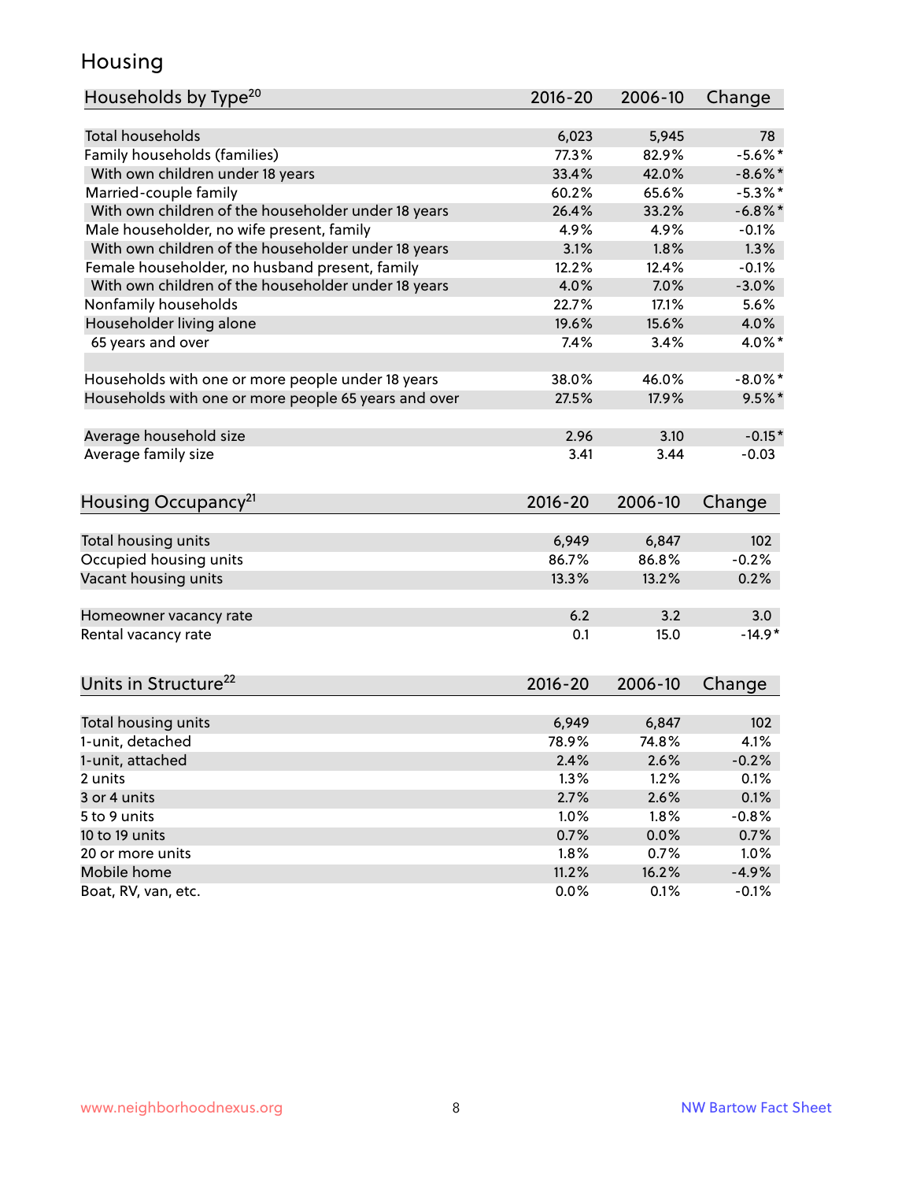## Housing

| Households by Type[20] | 2016-20 | 2006-10 | Change |
|---|---|---|---|
| Total households | 6,023 | 5,945 | 78 |
| Family households (families) | 77.3% | 82.9% | -5.6%* |
| With own children under 18 years | 33.4% | 42.0% | -8.6%* |
| Married-couple family | 60.2% | 65.6% | -5.3%* |
| With own children of the householder under 18 years | 26.4% | 33.2% | -6.8%* |
| Male householder, no wife present, family | 4.9% | 4.9% | -0.1% |
| With own children of the householder under 18 years | 3.1% | 1.8% | 1.3% |
| Female householder, no husband present, family | 12.2% | 12.4% | -0.1% |
| With own children of the householder under 18 years | 4.0% | 7.0% | -3.0% |
| Nonfamily households | 22.7% | 17.1% | 5.6% |
| Householder living alone | 19.6% | 15.6% | 4.0% |
| 65 years and over | 7.4% | 3.4% | 4.0%* |
| Households with one or more people under 18 years | 38.0% | 46.0% | -8.0%* |
| Households with one or more people 65 years and over | 27.5% | 17.9% | 9.5%* |
| Average household size | 2.96 | 3.10 | -0.15* |
| Average family size | 3.41 | 3.44 | -0.03 |

| Housing Occupancy[21] | 2016-20 | 2006-10 | Change |
|---|---|---|---|
| Total housing units | 6,949 | 6,847 | 102 |
| Occupied housing units | 86.7% | 86.8% | -0.2% |
| Vacant housing units | 13.3% | 13.2% | 0.2% |
| Homeowner vacancy rate | 6.2 | 3.2 | 3.0 |
| Rental vacancy rate | 0.1 | 15.0 | -14.9* |

| Units in Structure[22] | 2016-20 | 2006-10 | Change |
|---|---|---|---|
| Total housing units | 6,949 | 6,847 | 102 |
| 1-unit, detached | 78.9% | 74.8% | 4.1% |
| 1-unit, attached | 2.4% | 2.6% | -0.2% |
| 2 units | 1.3% | 1.2% | 0.1% |
| 3 or 4 units | 2.7% | 2.6% | 0.1% |
| 5 to 9 units | 1.0% | 1.8% | -0.8% |
| 10 to 19 units | 0.7% | 0.0% | 0.7% |
| 20 or more units | 1.8% | 0.7% | 1.0% |
| Mobile home | 11.2% | 16.2% | -4.9% |
| Boat, RV, van, etc. | 0.0% | 0.1% | -0.1% |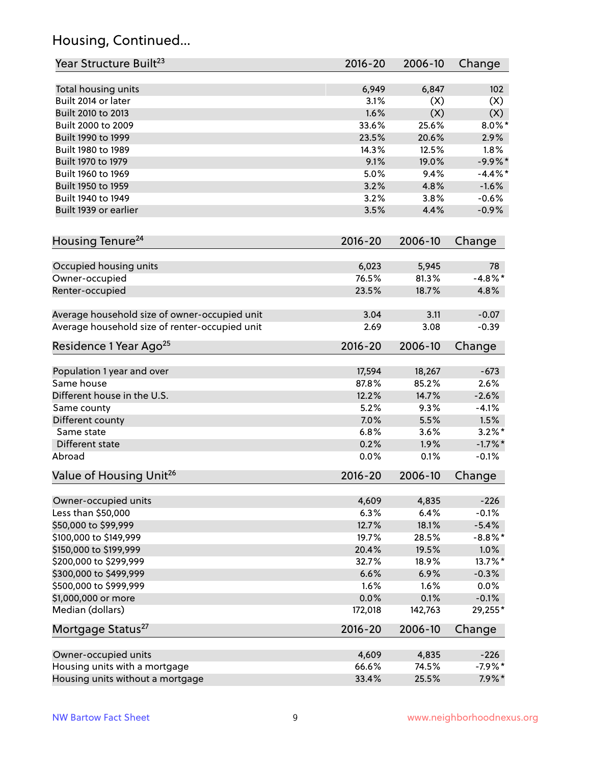## Housing, Continued...

| Year Structure Built[23] | 2016-20 | 2006-10 | Change |
| --- | --- | --- | --- |
| Total housing units | 6,949 | 6,847 | 102 |
| Built 2014 or later | 3.1% | (X) | (X) |
| Built 2010 to 2013 | 1.6% | (X) | (X) |
| Built 2000 to 2009 | 33.6% | 25.6% | 8.0%* |
| Built 1990 to 1999 | 23.5% | 20.6% | 2.9% |
| Built 1980 to 1989 | 14.3% | 12.5% | 1.8% |
| Built 1970 to 1979 | 9.1% | 19.0% | -9.9%* |
| Built 1960 to 1969 | 5.0% | 9.4% | -4.4%* |
| Built 1950 to 1959 | 3.2% | 4.8% | -1.6% |
| Built 1940 to 1949 | 3.2% | 3.8% | -0.6% |
| Built 1939 or earlier | 3.5% | 4.4% | -0.9% |

| Housing Tenure[24] | 2016-20 | 2006-10 | Change |
| --- | --- | --- | --- |
| Occupied housing units | 6,023 | 5,945 | 78 |
| Owner-occupied | 76.5% | 81.3% | -4.8%* |
| Renter-occupied | 23.5% | 18.7% | 4.8% |
| Average household size of owner-occupied unit | 3.04 | 3.11 | -0.07 |
| Average household size of renter-occupied unit | 2.69 | 3.08 | -0.39 |

| Residence 1 Year Ago[25] | 2016-20 | 2006-10 | Change |
| --- | --- | --- | --- |
| Population 1 year and over | 17,594 | 18,267 | -673 |
| Same house | 87.8% | 85.2% | 2.6% |
| Different house in the U.S. | 12.2% | 14.7% | -2.6% |
| Same county | 5.2% | 9.3% | -4.1% |
| Different county | 7.0% | 5.5% | 1.5% |
| Same state | 6.8% | 3.6% | 3.2%* |
| Different state | 0.2% | 1.9% | -1.7%* |
| Abroad | 0.0% | 0.1% | -0.1% |

| Value of Housing Unit[26] | 2016-20 | 2006-10 | Change |
| --- | --- | --- | --- |
| Owner-occupied units | 4,609 | 4,835 | -226 |
| Less than $50,000 | 6.3% | 6.4% | -0.1% |
| $50,000 to $99,999 | 12.7% | 18.1% | -5.4% |
| $100,000 to $149,999 | 19.7% | 28.5% | -8.8%* |
| $150,000 to $199,999 | 20.4% | 19.5% | 1.0% |
| $200,000 to $299,999 | 32.7% | 18.9% | 13.7%* |
| $300,000 to $499,999 | 6.6% | 6.9% | -0.3% |
| $500,000 to $999,999 | 1.6% | 1.6% | 0.0% |
| $1,000,000 or more | 0.0% | 0.1% | -0.1% |
| Median (dollars) | 172,018 | 142,763 | 29,255* |

| Mortgage Status[27] | 2016-20 | 2006-10 | Change |
| --- | --- | --- | --- |
| Owner-occupied units | 4,609 | 4,835 | -226 |
| Housing units with a mortgage | 66.6% | 74.5% | -7.9%* |
| Housing units without a mortgage | 33.4% | 25.5% | 7.9%* |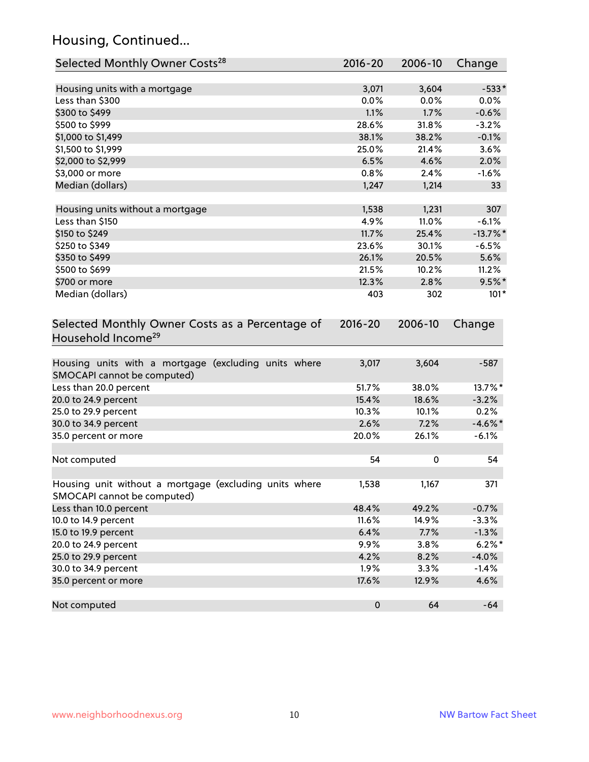## Housing, Continued...

| Selected Monthly Owner Costs[28] | 2016-20 | 2006-10 | Change |
|---|---|---|---|
| Housing units with a mortgage | 3,071 | 3,604 | -533* |
| Less than $300 | 0.0% | 0.0% | 0.0% |
| $300 to $499 | 1.1% | 1.7% | -0.6% |
| $500 to $999 | 28.6% | 31.8% | -3.2% |
| $1,000 to $1,499 | 38.1% | 38.2% | -0.1% |
| $1,500 to $1,999 | 25.0% | 21.4% | 3.6% |
| $2,000 to $2,999 | 6.5% | 4.6% | 2.0% |
| $3,000 or more | 0.8% | 2.4% | -1.6% |
| Median (dollars) | 1,247 | 1,214 | 33 |
| | | | |
| Housing units without a mortgage | 1,538 | 1,231 | 307 |
| Less than $150 | 4.9% | 11.0% | -6.1% |
| $150 to $249 | 11.7% | 25.4% | -13.7%* |
| $250 to $349 | 23.6% | 30.1% | -6.5% |
| $350 to $499 | 26.1% | 20.5% | 5.6% |
| $500 to $699 | 21.5% | 10.2% | 11.2% |
| $700 or more | 12.3% | 2.8% | 9.5%* |
| Median (dollars) | 403 | 302 | 101* |

| Selected Monthly Owner Costs as a Percentage of Household Income[29] | 2016-20 | 2006-10 | Change |
|---|---|---|---|
| Housing units with a mortgage (excluding units where SMOCAPI cannot be computed) | 3,017 | 3,604 | -587 |
| Less than 20.0 percent | 51.7% | 38.0% | 13.7%* |
| 20.0 to 24.9 percent | 15.4% | 18.6% | -3.2% |
| 25.0 to 29.9 percent | 10.3% | 10.1% | 0.2% |
| 30.0 to 34.9 percent | 2.6% | 7.2% | -4.6%* |
| 35.0 percent or more | 20.0% | 26.1% | -6.1% |
| | | | |
| Not computed | 54 | 0 | 54 |
| | | | |
| Housing unit without a mortgage (excluding units where SMOCAPI cannot be computed) | 1,538 | 1,167 | 371 |
| Less than 10.0 percent | 48.4% | 49.2% | -0.7% |
| 10.0 to 14.9 percent | 11.6% | 14.9% | -3.3% |
| 15.0 to 19.9 percent | 6.4% | 7.7% | -1.3% |
| 20.0 to 24.9 percent | 9.9% | 3.8% | 6.2%* |
| 25.0 to 29.9 percent | 4.2% | 8.2% | -4.0% |
| 30.0 to 34.9 percent | 1.9% | 3.3% | -1.4% |
| 35.0 percent or more | 17.6% | 12.9% | 4.6% |
| | | | |
| Not computed | 0 | 64 | -64 |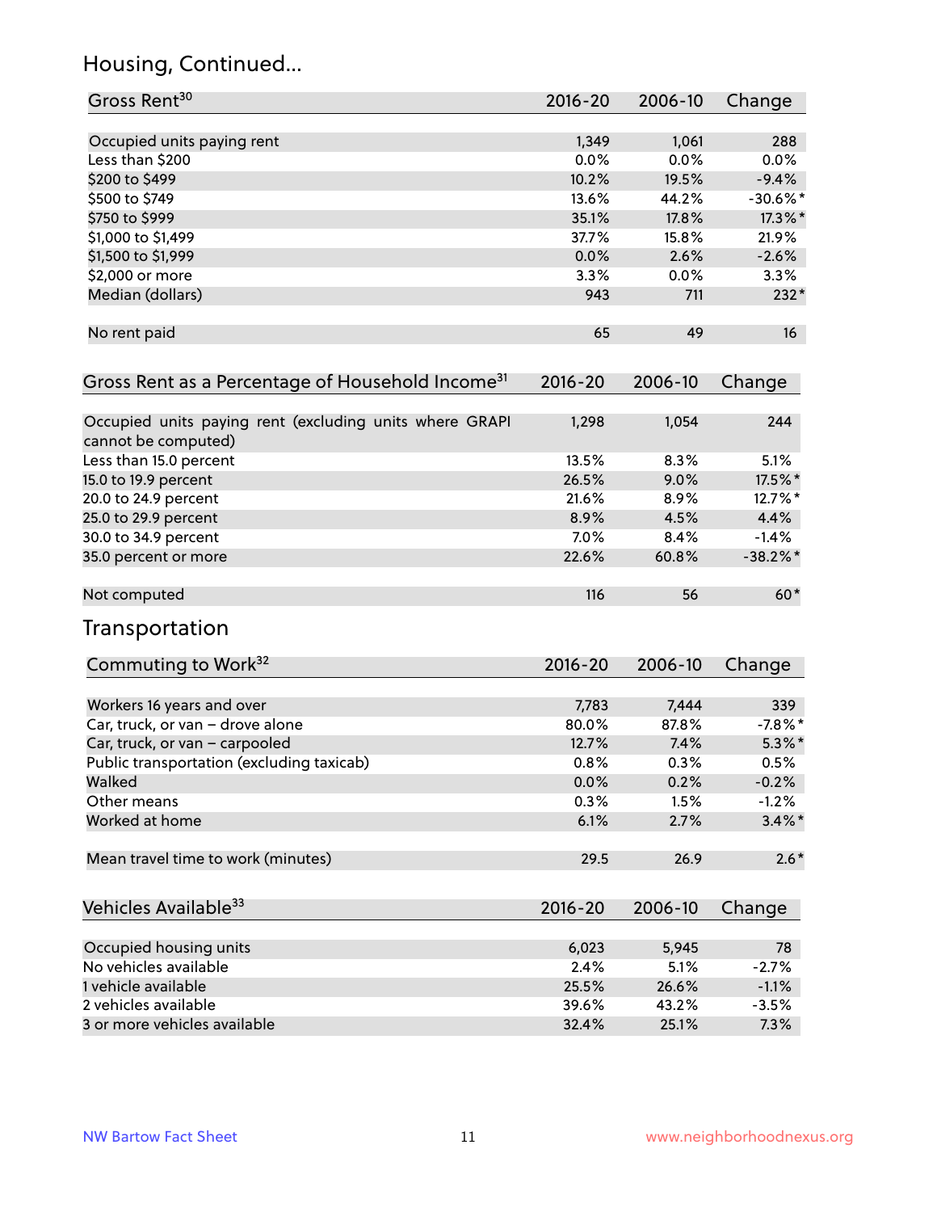## Housing, Continued...

| Gross Rent[30] | 2016-20 | 2006-10 | Change |
|---|---|---|---|
| Occupied units paying rent | 1,349 | 1,061 | 288 |
| Less than $200 | 0.0% | 0.0% | 0.0% |
| $200 to $499 | 10.2% | 19.5% | -9.4% |
| $500 to $749 | 13.6% | 44.2% | -30.6%* |
| $750 to $999 | 35.1% | 17.8% | 17.3%* |
| $1,000 to $1,499 | 37.7% | 15.8% | 21.9% |
| $1,500 to $1,999 | 0.0% | 2.6% | -2.6% |
| $2,000 or more | 3.3% | 0.0% | 3.3% |
| Median (dollars) | 943 | 711 | 232* |
| No rent paid | 65 | 49 | 16 |

| Gross Rent as a Percentage of Household Income[31] | 2016-20 | 2006-10 | Change |
|---|---|---|---|
| Occupied units paying rent (excluding units where GRAPI cannot be computed) | 1,298 | 1,054 | 244 |
| Less than 15.0 percent | 13.5% | 8.3% | 5.1% |
| 15.0 to 19.9 percent | 26.5% | 9.0% | 17.5%* |
| 20.0 to 24.9 percent | 21.6% | 8.9% | 12.7%* |
| 25.0 to 29.9 percent | 8.9% | 4.5% | 4.4% |
| 30.0 to 34.9 percent | 7.0% | 8.4% | -1.4% |
| 35.0 percent or more | 22.6% | 60.8% | -38.2%* |
| Not computed | 116 | 56 | 60* |

## Transportation

| Commuting to Work[32] | 2016-20 | 2006-10 | Change |
|---|---|---|---|
| Workers 16 years and over | 7,783 | 7,444 | 339 |
| Car, truck, or van – drove alone | 80.0% | 87.8% | -7.8%* |
| Car, truck, or van – carpooled | 12.7% | 7.4% | 5.3%* |
| Public transportation (excluding taxicab) | 0.8% | 0.3% | 0.5% |
| Walked | 0.0% | 0.2% | -0.2% |
| Other means | 0.3% | 1.5% | -1.2% |
| Worked at home | 6.1% | 2.7% | 3.4%* |
| Mean travel time to work (minutes) | 29.5 | 26.9 | 2.6* |

| Vehicles Available[33] | 2016-20 | 2006-10 | Change |
|---|---|---|---|
| Occupied housing units | 6,023 | 5,945 | 78 |
| No vehicles available | 2.4% | 5.1% | -2.7% |
| 1 vehicle available | 25.5% | 26.6% | -1.1% |
| 2 vehicles available | 39.6% | 43.2% | -3.5% |
| 3 or more vehicles available | 32.4% | 25.1% | 7.3% |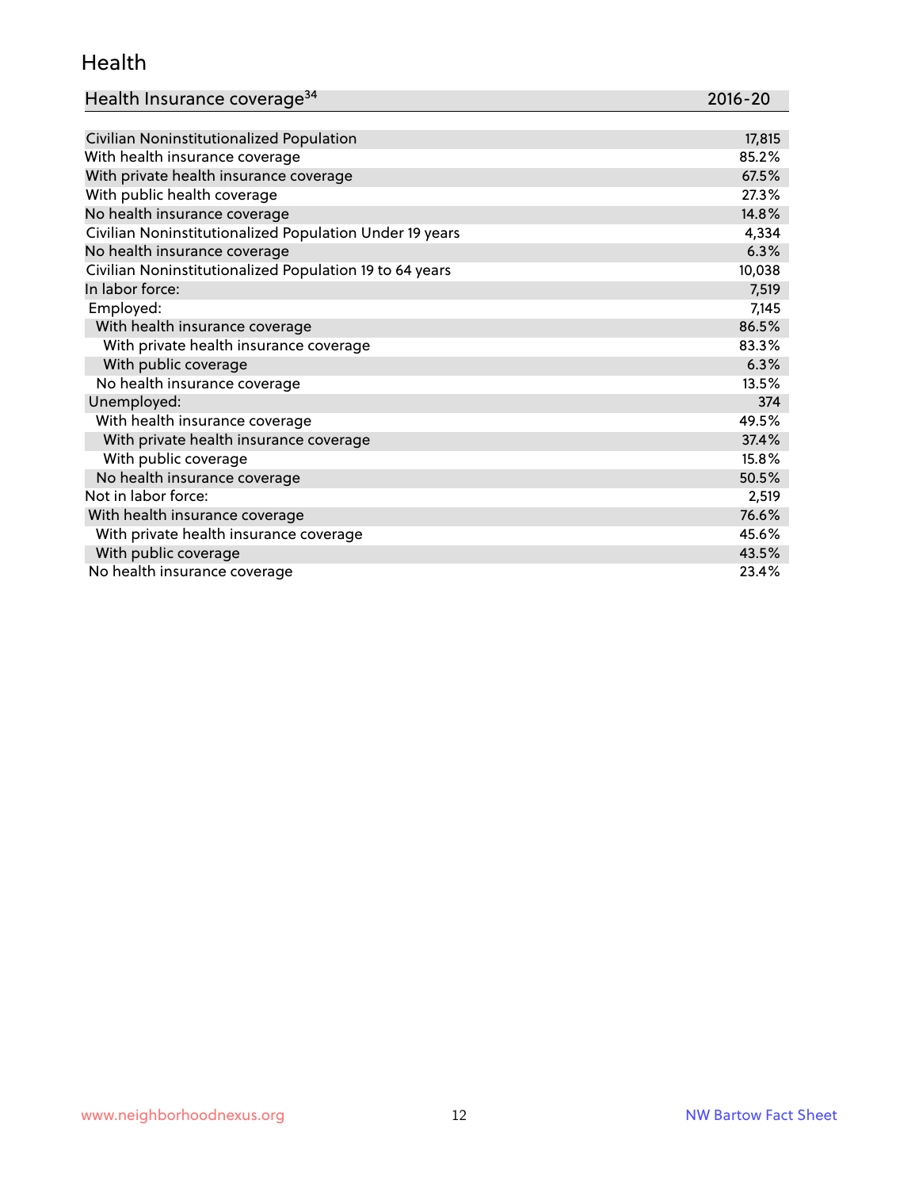## Health

| Health Insurance coverage[34] | 2016-20 |
|---|---|
| Civilian Noninstitutionalized Population | 17,815 |
| With health insurance coverage | 85.2% |
| With private health insurance coverage | 67.5% |
| With public health coverage | 27.3% |
| No health insurance coverage | 14.8% |
| Civilian Noninstitutionalized Population Under 19 years | 4,334 |
| No health insurance coverage | 6.3% |
| Civilian Noninstitutionalized Population 19 to 64 years | 10,038 |
| In labor force: | 7,519 |
| Employed: | 7,145 |
| With health insurance coverage | 86.5% |
| With private health insurance coverage | 83.3% |
| With public coverage | 6.3% |
| No health insurance coverage | 13.5% |
| Unemployed: | 374 |
| With health insurance coverage | 49.5% |
| With private health insurance coverage | 37.4% |
| With public coverage | 15.8% |
| No health insurance coverage | 50.5% |
| Not in labor force: | 2,519 |
| With health insurance coverage | 76.6% |
| With private health insurance coverage | 45.6% |
| With public coverage | 43.5% |
| No health insurance coverage | 23.4% |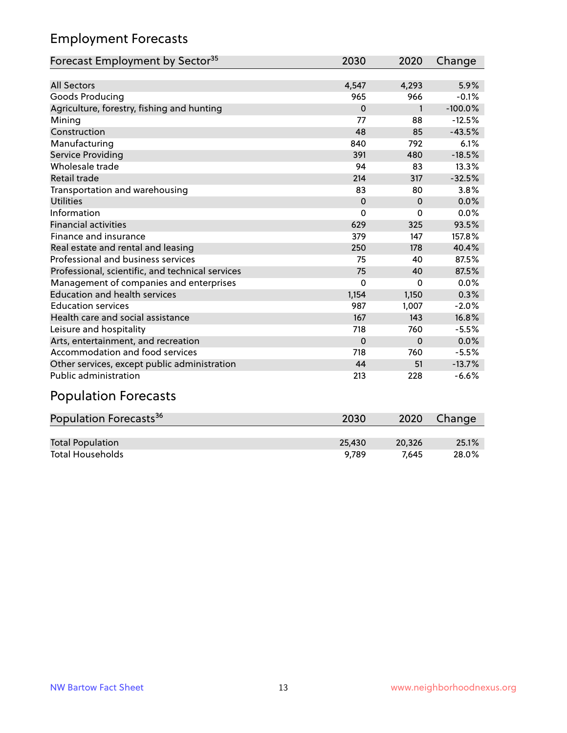## Employment Forecasts

| Forecast Employment by Sector[35] | 2030 | 2020 | Change |
|---|---|---|---|
| All Sectors | 4,547 | 4,293 | 5.9% |
| Goods Producing | 965 | 966 | -0.1% |
| Agriculture, forestry, fishing and hunting | 0 | 1 | -100.0% |
| Mining | 77 | 88 | -12.5% |
| Construction | 48 | 85 | -43.5% |
| Manufacturing | 840 | 792 | 6.1% |
| Service Providing | 391 | 480 | -18.5% |
| Wholesale trade | 94 | 83 | 13.3% |
| Retail trade | 214 | 317 | -32.5% |
| Transportation and warehousing | 83 | 80 | 3.8% |
| Utilities | 0 | 0 | 0.0% |
| Information | 0 | 0 | 0.0% |
| Financial activities | 629 | 325 | 93.5% |
| Finance and insurance | 379 | 147 | 157.8% |
| Real estate and rental and leasing | 250 | 178 | 40.4% |
| Professional and business services | 75 | 40 | 87.5% |
| Professional, scientific, and technical services | 75 | 40 | 87.5% |
| Management of companies and enterprises | 0 | 0 | 0.0% |
| Education and health services | 1,154 | 1,150 | 0.3% |
| Education services | 987 | 1,007 | -2.0% |
| Health care and social assistance | 167 | 143 | 16.8% |
| Leisure and hospitality | 718 | 760 | -5.5% |
| Arts, entertainment, and recreation | 0 | 0 | 0.0% |
| Accommodation and food services | 718 | 760 | -5.5% |
| Other services, except public administration | 44 | 51 | -13.7% |
| Public administration | 213 | 228 | -6.6% |

## Population Forecasts

| Population Forecasts[36] | 2030 | 2020 | Change |
|---|---|---|---|
| Total Population | 25,430 | 20,326 | 25.1% |
| Total Households | 9,789 | 7,645 | 28.0% |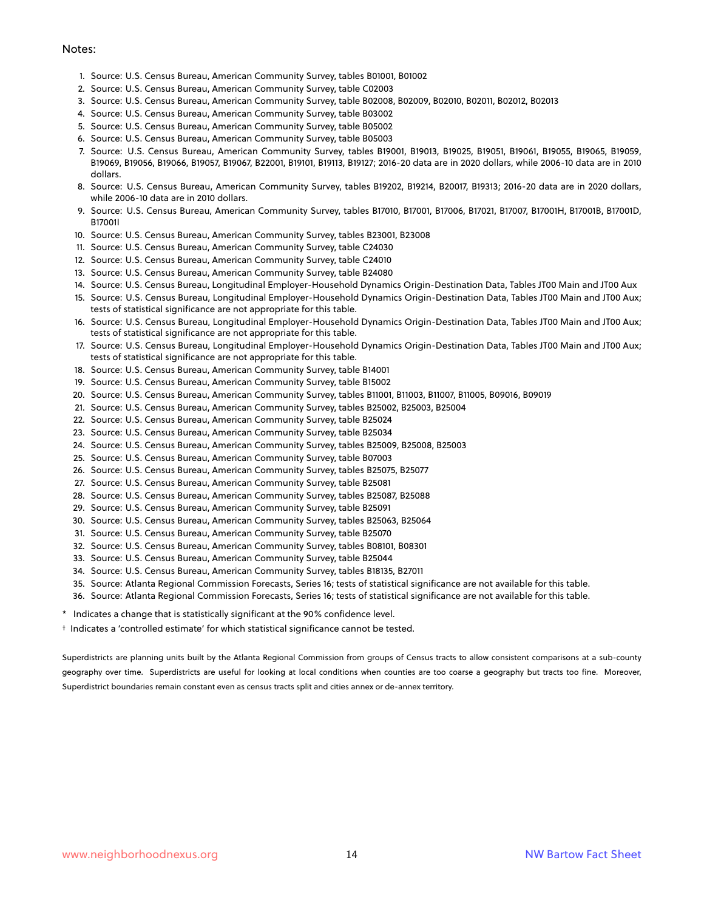Notes:

1. Source: U.S. Census Bureau, American Community Survey, tables B01001, B01002
2. Source: U.S. Census Bureau, American Community Survey, table C02003
3. Source: U.S. Census Bureau, American Community Survey, table B02008, B02009, B02010, B02011, B02012, B02013
4. Source: U.S. Census Bureau, American Community Survey, table B03002
5. Source: U.S. Census Bureau, American Community Survey, table B05002
6. Source: U.S. Census Bureau, American Community Survey, table B05003
7. Source: U.S. Census Bureau, American Community Survey, tables B19001, B19013, B19025, B19051, B19061, B19055, B19065, B19059, B19069, B19056, B19066, B19057, B19067, B22001, B19101, B19113, B19127; 2016-20 data are in 2020 dollars, while 2006-10 data are in 2010 dollars.
8. Source: U.S. Census Bureau, American Community Survey, tables B19202, B19214, B20017, B19313; 2016-20 data are in 2020 dollars, while 2006-10 data are in 2010 dollars.
9. Source: U.S. Census Bureau, American Community Survey, tables B17010, B17001, B17006, B17021, B17007, B17001H, B17001B, B17001D, B17001I
10. Source: U.S. Census Bureau, American Community Survey, tables B23001, B23008
11. Source: U.S. Census Bureau, American Community Survey, table C24030
12. Source: U.S. Census Bureau, American Community Survey, table C24010
13. Source: U.S. Census Bureau, American Community Survey, table B24080
14. Source: U.S. Census Bureau, Longitudinal Employer-Household Dynamics Origin-Destination Data, Tables JT00 Main and JT00 Aux
15. Source: U.S. Census Bureau, Longitudinal Employer-Household Dynamics Origin-Destination Data, Tables JT00 Main and JT00 Aux; tests of statistical significance are not appropriate for this table.
16. Source: U.S. Census Bureau, Longitudinal Employer-Household Dynamics Origin-Destination Data, Tables JT00 Main and JT00 Aux; tests of statistical significance are not appropriate for this table.
17. Source: U.S. Census Bureau, Longitudinal Employer-Household Dynamics Origin-Destination Data, Tables JT00 Main and JT00 Aux; tests of statistical significance are not appropriate for this table.
18. Source: U.S. Census Bureau, American Community Survey, table B14001
19. Source: U.S. Census Bureau, American Community Survey, table B15002
20. Source: U.S. Census Bureau, American Community Survey, tables B11001, B11003, B11007, B11005, B09016, B09019
21. Source: U.S. Census Bureau, American Community Survey, tables B25002, B25003, B25004
22. Source: U.S. Census Bureau, American Community Survey, table B25024
23. Source: U.S. Census Bureau, American Community Survey, table B25034
24. Source: U.S. Census Bureau, American Community Survey, tables B25009, B25008, B25003
25. Source: U.S. Census Bureau, American Community Survey, table B07003
26. Source: U.S. Census Bureau, American Community Survey, tables B25075, B25077
27. Source: U.S. Census Bureau, American Community Survey, table B25081
28. Source: U.S. Census Bureau, American Community Survey, tables B25087, B25088
29. Source: U.S. Census Bureau, American Community Survey, table B25091
30. Source: U.S. Census Bureau, American Community Survey, tables B25063, B25064
31. Source: U.S. Census Bureau, American Community Survey, table B25070
32. Source: U.S. Census Bureau, American Community Survey, tables B08101, B08301
33. Source: U.S. Census Bureau, American Community Survey, table B25044
34. Source: U.S. Census Bureau, American Community Survey, tables B18135, B27011
35. Source: Atlanta Regional Commission Forecasts, Series 16; tests of statistical significance are not available for this table.
36. Source: Atlanta Regional Commission Forecasts, Series 16; tests of statistical significance are not available for this table.

\* Indicates a change that is statistically significant at the 90% confidence level.

† Indicates a 'controlled estimate' for which statistical significance cannot be tested.

Superdistricts are planning units built by the Atlanta Regional Commission from groups of Census tracts to allow consistent comparisons at a sub-county geography over time. Superdistricts are useful for looking at local conditions when counties are too coarse a geography but tracts too fine. Moreover, Superdistrict boundaries remain constant even as census tracts split and cities annex or de-annex territory.